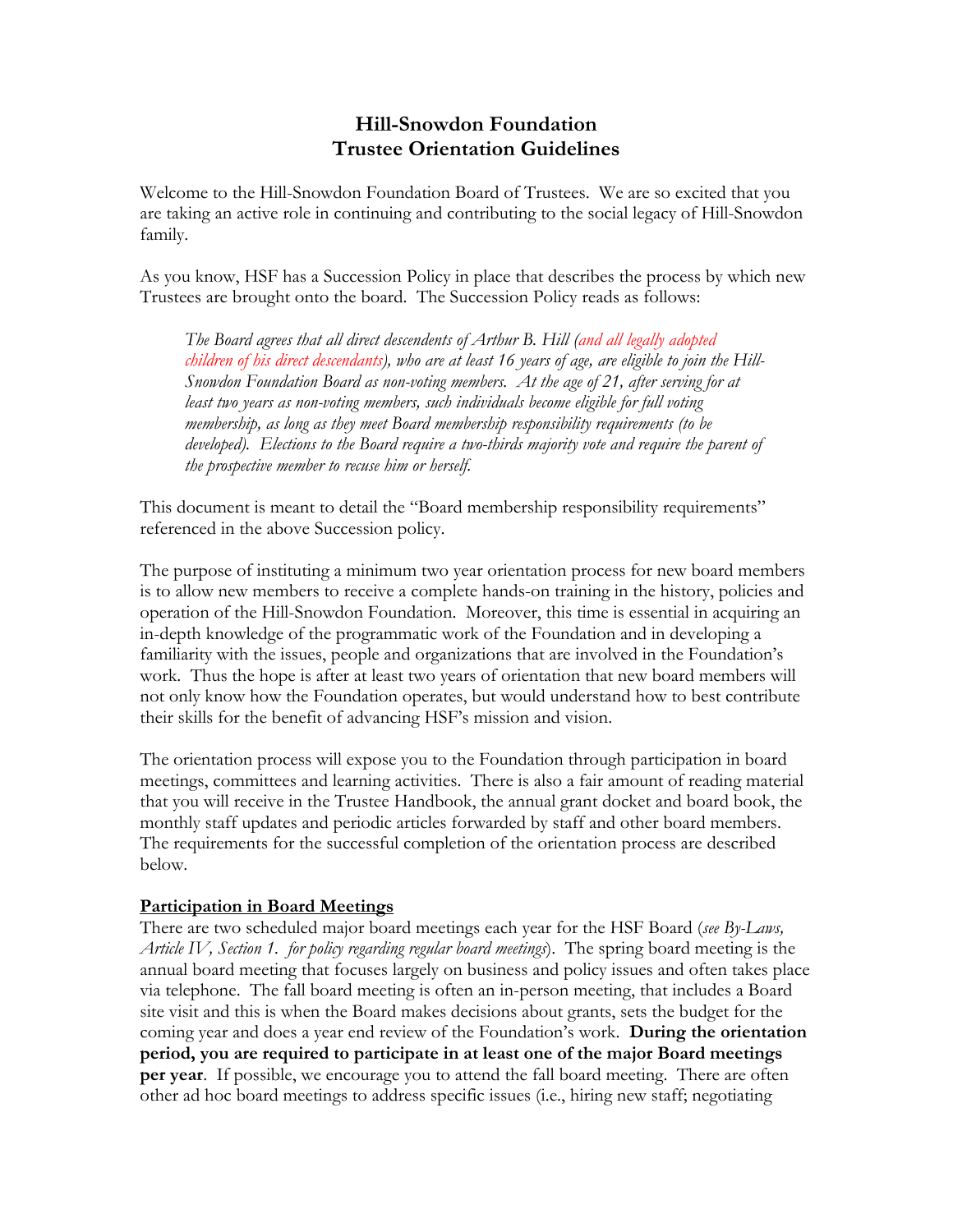# Hill-Snowdon Foundation
# Trustee Orientation Guidelines

Welcome to the Hill-Snowdon Foundation Board of Trustees. We are so excited that you are taking an active role in continuing and contributing to the social legacy of Hill-Snowdon family.

As you know, HSF has a Succession Policy in place that describes the process by which new Trustees are brought onto the board. The Succession Policy reads as follows:

> *The Board agrees that all direct descendents of Arthur B. Hill (and all legally adopted children of his direct descendants), who are at least 16 years of age, are eligible to join the Hill-Snowdon Foundation Board as non-voting members. At the age of 21, after serving for at least two years as non-voting members, such individuals become eligible for full voting membership, as long as they meet Board membership responsibility requirements (to be developed). Elections to the Board require a two-thirds majority vote and require the parent of the prospective member to recuse him or herself.*

This document is meant to detail the "Board membership responsibility requirements" referenced in the above Succession policy.

The purpose of instituting a minimum two year orientation process for new board members is to allow new members to receive a complete hands-on training in the history, policies and operation of the Hill-Snowdon Foundation. Moreover, this time is essential in acquiring an in-depth knowledge of the programmatic work of the Foundation and in developing a familiarity with the issues, people and organizations that are involved in the Foundation's work. Thus the hope is after at least two years of orientation that new board members will not only know how the Foundation operates, but would understand how to best contribute their skills for the benefit of advancing HSF's mission and vision.

The orientation process will expose you to the Foundation through participation in board meetings, committees and learning activities. There is also a fair amount of reading material that you will receive in the Trustee Handbook, the annual grant docket and board book, the monthly staff updates and periodic articles forwarded by staff and other board members. The requirements for the successful completion of the orientation process are described below.

**Participation in Board Meetings**

There are two scheduled major board meetings each year for the HSF Board (*see By-Laws, Article IV, Section 1. for policy regarding regular board meetings*). The spring board meeting is the annual board meeting that focuses largely on business and policy issues and often takes place via telephone. The fall board meeting is often an in-person meeting, that includes a Board site visit and this is when the Board makes decisions about grants, sets the budget for the coming year and does a year end review of the Foundation's work. **During the orientation period, you are required to participate in at least one of the major Board meetings per year**. If possible, we encourage you to attend the fall board meeting. There are often other ad hoc board meetings to address specific issues (i.e., hiring new staff; negotiating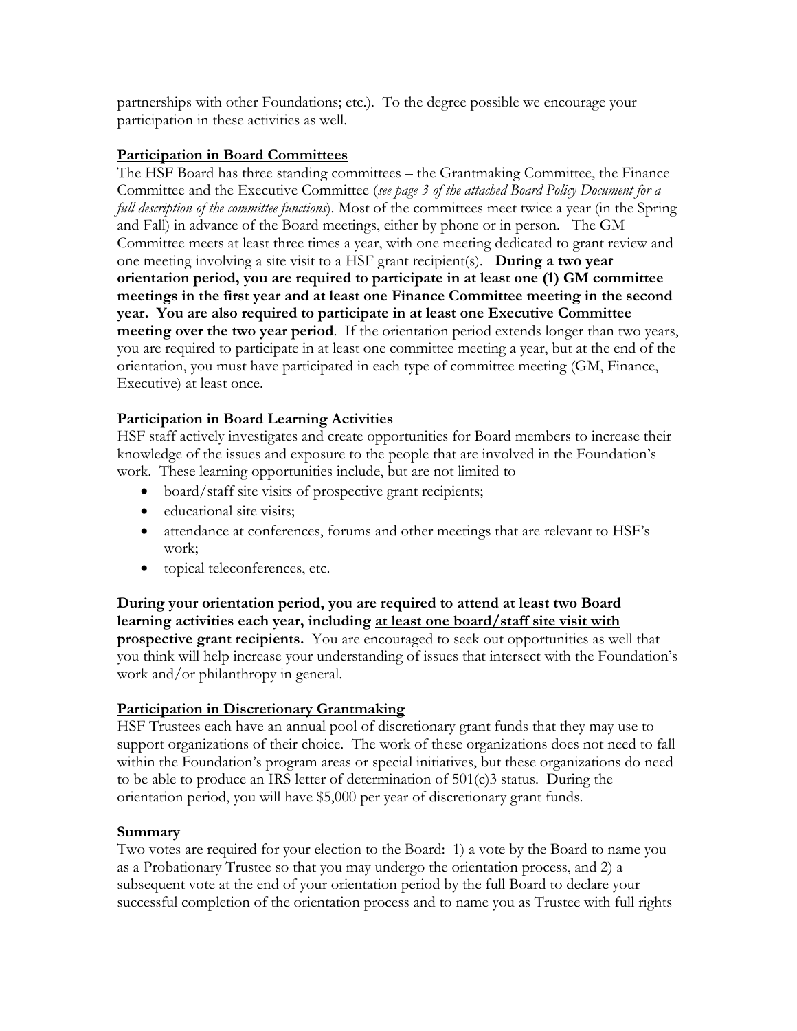partnerships with other Foundations; etc.). To the degree possible we encourage your participation in these activities as well.

**Participation in Board Committees**

The HSF Board has three standing committees – the Grantmaking Committee, the Finance Committee and the Executive Committee (*see page 3 of the attached Board Policy Document for a full description of the committee functions*). Most of the committees meet twice a year (in the Spring and Fall) in advance of the Board meetings, either by phone or in person. The GM Committee meets at least three times a year, with one meeting dedicated to grant review and one meeting involving a site visit to a HSF grant recipient(s). **During a two year orientation period, you are required to participate in at least one (1) GM committee meetings in the first year and at least one Finance Committee meeting in the second year. You are also required to participate in at least one Executive Committee meeting over the two year period**. If the orientation period extends longer than two years, you are required to participate in at least one committee meeting a year, but at the end of the orientation, you must have participated in each type of committee meeting (GM, Finance, Executive) at least once.

**Participation in Board Learning Activities**

HSF staff actively investigates and create opportunities for Board members to increase their knowledge of the issues and exposure to the people that are involved in the Foundation's work. These learning opportunities include, but are not limited to

- board/staff site visits of prospective grant recipients;
- educational site visits;
- attendance at conferences, forums and other meetings that are relevant to HSF's work;
- topical teleconferences, etc.

**During your orientation period, you are required to attend at least two Board learning activities each year, including <u>at least one board/staff site visit with prospective grant recipients</u>.** You are encouraged to seek out opportunities as well that you think will help increase your understanding of issues that intersect with the Foundation's work and/or philanthropy in general.

**Participation in Discretionary Grantmaking**

HSF Trustees each have an annual pool of discretionary grant funds that they may use to support organizations of their choice. The work of these organizations does not need to fall within the Foundation's program areas or special initiatives, but these organizations do need to be able to produce an IRS letter of determination of 501(c)3 status. During the orientation period, you will have $5,000 per year of discretionary grant funds.

**Summary**

Two votes are required for your election to the Board: 1) a vote by the Board to name you as a Probationary Trustee so that you may undergo the orientation process, and 2) a subsequent vote at the end of your orientation period by the full Board to declare your successful completion of the orientation process and to name you as Trustee with full rights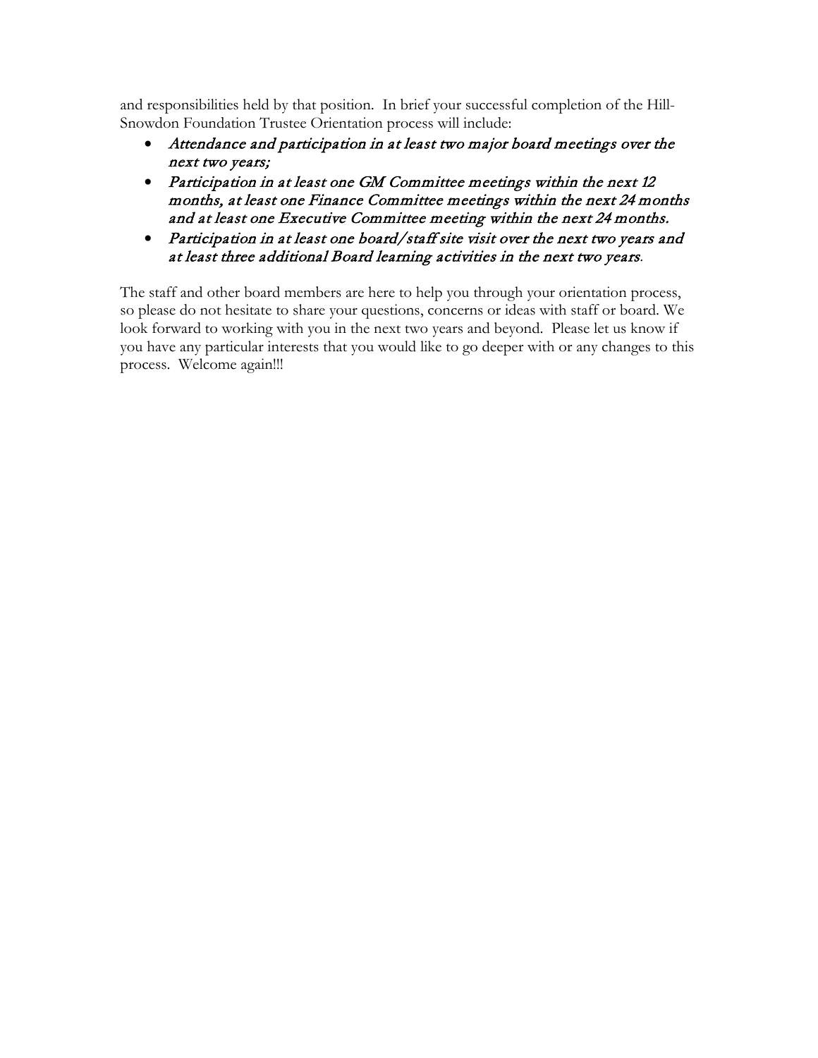and responsibilities held by that position. In brief your successful completion of the Hill-Snowdon Foundation Trustee Orientation process will include:

- *Attendance and participation in at least two major board meetings over the next two years;*
- *Participation in at least one GM Committee meetings within the next 12 months, at least one Finance Committee meetings within the next 24 months and at least one Executive Committee meeting within the next 24 months.*
- *Participation in at least one board/staff site visit over the next two years and at least three additional Board learning activities in the next two years.*

The staff and other board members are here to help you through your orientation process, so please do not hesitate to share your questions, concerns or ideas with staff or board. We look forward to working with you in the next two years and beyond. Please let us know if you have any particular interests that you would like to go deeper with or any changes to this process. Welcome again!!!